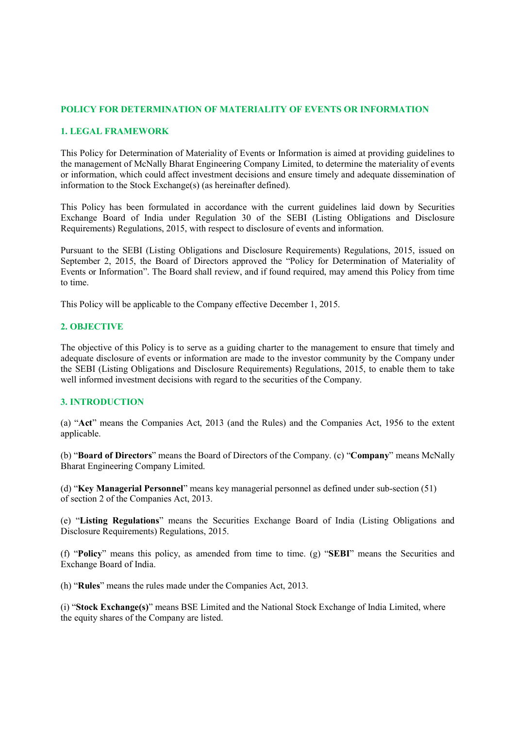# POLICY FOR DETERMINATION OF MATERIALITY OF EVENTS OR INFORMATION

## 1. LEGAL FRAMEWORK

This Policy for Determination of Materiality of Events or Information is aimed at providing guidelines to the management of McNally Bharat Engineering Company Limited, to determine the materiality of events or information, which could affect investment decisions and ensure timely and adequate dissemination of information to the Stock Exchange(s) (as hereinafter defined).

This Policy has been formulated in accordance with the current guidelines laid down by Securities Exchange Board of India under Regulation 30 of the SEBI (Listing Obligations and Disclosure Requirements) Regulations, 2015, with respect to disclosure of events and information.

Pursuant to the SEBI (Listing Obligations and Disclosure Requirements) Regulations, 2015, issued on September 2, 2015, the Board of Directors approved the "Policy for Determination of Materiality of Events or Information". The Board shall review, and if found required, may amend this Policy from time to time.

This Policy will be applicable to the Company effective December 1, 2015.

## 2. OBJECTIVE

The objective of this Policy is to serve as a guiding charter to the management to ensure that timely and adequate disclosure of events or information are made to the investor community by the Company under the SEBI (Listing Obligations and Disclosure Requirements) Regulations, 2015, to enable them to take well informed investment decisions with regard to the securities of the Company.

## 3. INTRODUCTION

(a) "**Act**" means the Companies Act, 2013 (and the Rules) and the Companies Act, 1956 to the extent applicable.

(b) "**Board of Directors**" means the Board of Directors of the Company. (c) "**Company**" means McNally Bharat Engineering Company Limited.

(d) "**Key Managerial Personnel**" means key managerial personnel as defined under sub-section (51) of section 2 of the Companies Act, 2013.

(e) "**Listing Regulations**" means the Securities Exchange Board of India (Listing Obligations and Disclosure Requirements) Regulations, 2015.

(f) "**Policy**" means this policy, as amended from time to time. (g) "**SEBI**" means the Securities and Exchange Board of India.

(h) "**Rules**" means the rules made under the Companies Act, 2013.

(i) "**Stock Exchange(s)**" means BSE Limited and the National Stock Exchange of India Limited, where the equity shares of the Company are listed.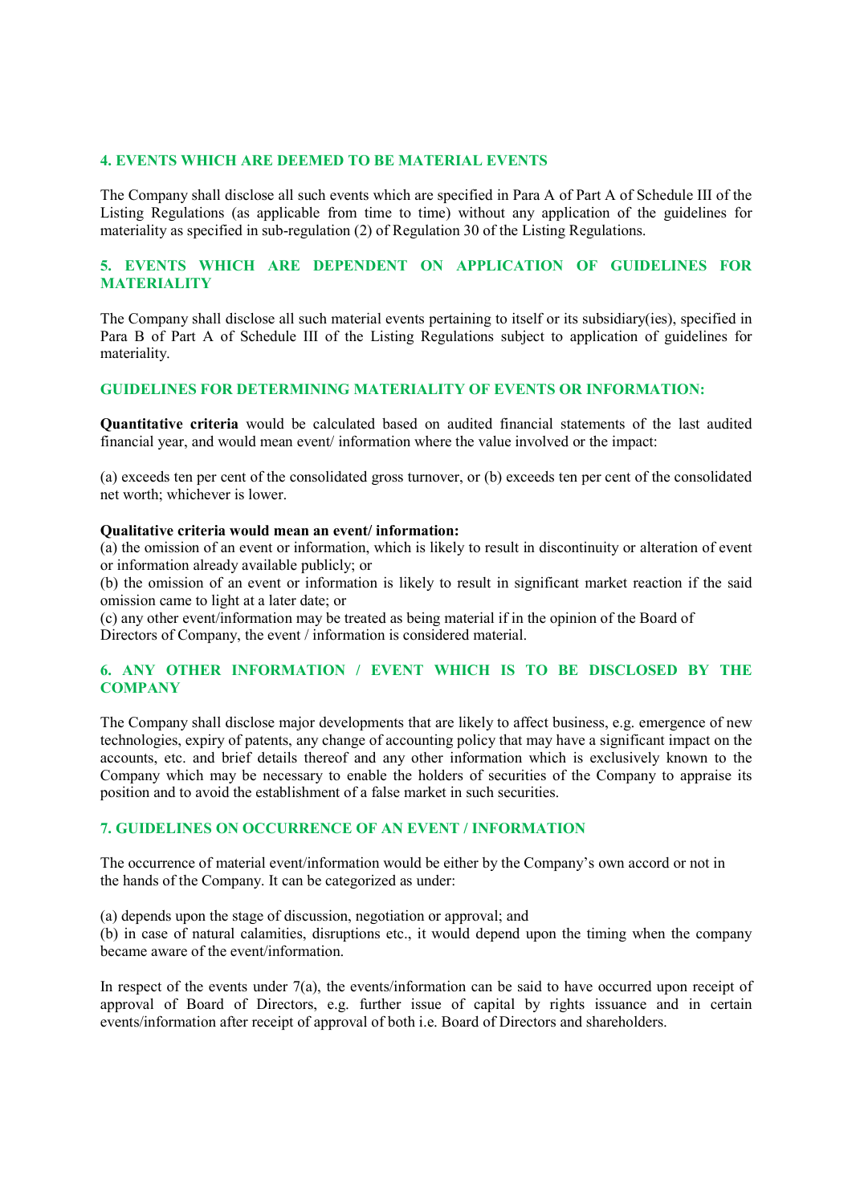## 4. EVENTS WHICH ARE DEEMED TO BE MATERIAL EVENTS

The Company shall disclose all such events which are specified in Para A of Part A of Schedule III of the Listing Regulations (as applicable from time to time) without any application of the guidelines for materiality as specified in sub-regulation (2) of Regulation 30 of the Listing Regulations.

## 5. EVENTS WHICH ARE DEPENDENT ON APPLICATION OF GUIDELINES FOR MATERIALITY

The Company shall disclose all such material events pertaining to itself or its subsidiary(ies), specified in Para B of Part A of Schedule III of the Listing Regulations subject to application of guidelines for materiality.

### GUIDELINES FOR DETERMINING MATERIALITY OF EVENTS OR INFORMATION:

**Quantitative criteria** would be calculated based on audited financial statements of the last audited financial year, and would mean event/ information where the value involved or the impact:

(a) exceeds ten per cent of the consolidated gross turnover, or (b) exceeds ten per cent of the consolidated net worth; whichever is lower.

**Qualitative criteria would mean an event/ information:**

(a) the omission of an event or information, which is likely to result in discontinuity or alteration of event or information already available publicly; or

(b) the omission of an event or information is likely to result in significant market reaction if the said omission came to light at a later date; or

(c) any other event/information may be treated as being material if in the opinion of the Board of Directors of Company, the event / information is considered material.

## 6. ANY OTHER INFORMATION / EVENT WHICH IS TO BE DISCLOSED BY THE COMPANY

The Company shall disclose major developments that are likely to affect business, e.g. emergence of new technologies, expiry of patents, any change of accounting policy that may have a significant impact on the accounts, etc. and brief details thereof and any other information which is exclusively known to the Company which may be necessary to enable the holders of securities of the Company to appraise its position and to avoid the establishment of a false market in such securities.

## 7. GUIDELINES ON OCCURRENCE OF AN EVENT / INFORMATION

The occurrence of material event/information would be either by the Company's own accord or not in the hands of the Company. It can be categorized as under:

(a) depends upon the stage of discussion, negotiation or approval; and

(b) in case of natural calamities, disruptions etc., it would depend upon the timing when the company became aware of the event/information.

In respect of the events under 7(a), the events/information can be said to have occurred upon receipt of approval of Board of Directors, e.g. further issue of capital by rights issuance and in certain events/information after receipt of approval of both i.e. Board of Directors and shareholders.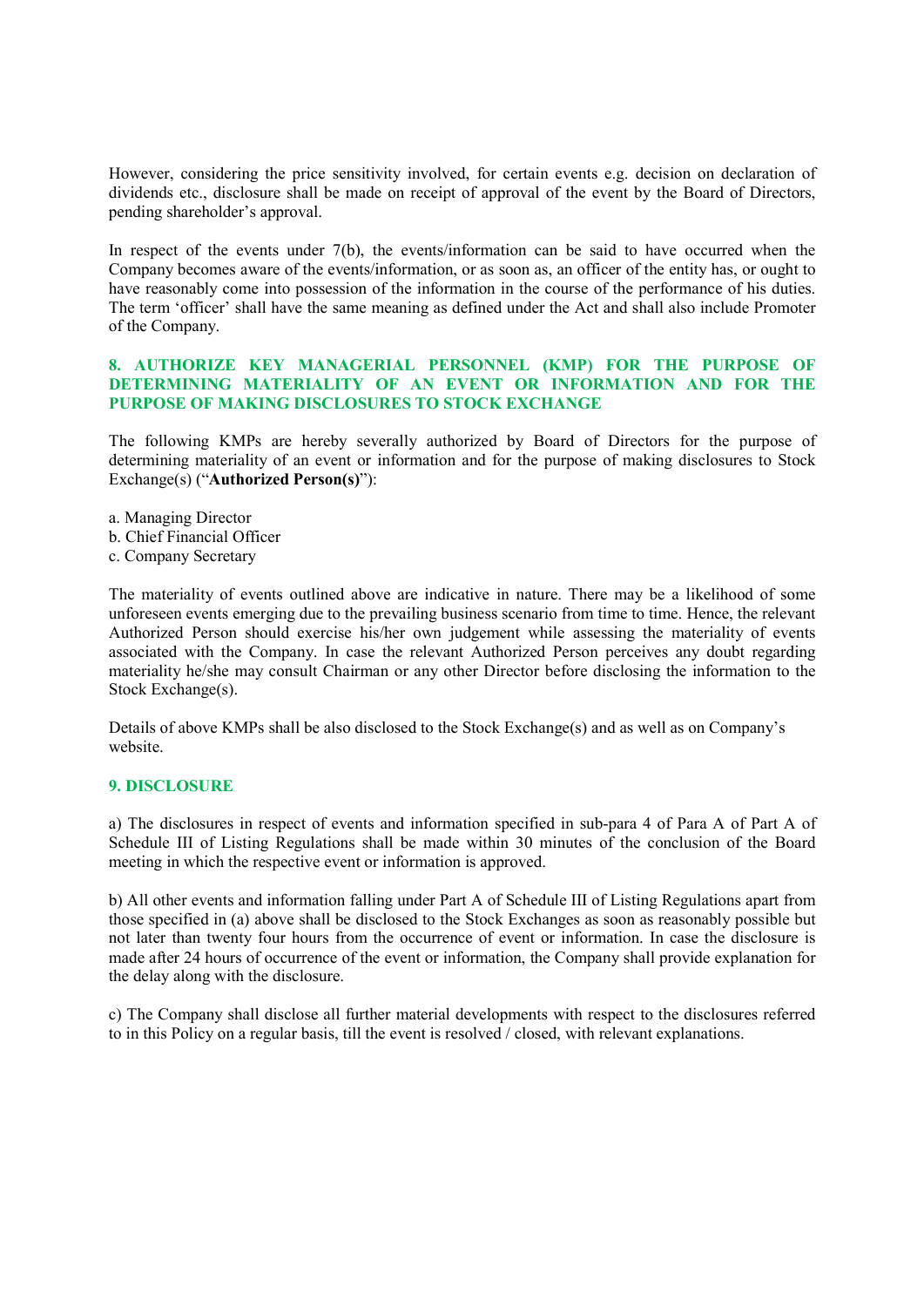However, considering the price sensitivity involved, for certain events e.g. decision on declaration of dividends etc., disclosure shall be made on receipt of approval of the event by the Board of Directors, pending shareholder's approval.

In respect of the events under 7(b), the events/information can be said to have occurred when the Company becomes aware of the events/information, or as soon as, an officer of the entity has, or ought to have reasonably come into possession of the information in the course of the performance of his duties. The term 'officer' shall have the same meaning as defined under the Act and shall also include Promoter of the Company.

## 8. AUTHORIZE KEY MANAGERIAL PERSONNEL (KMP) FOR THE PURPOSE OF DETERMINING MATERIALITY OF AN EVENT OR INFORMATION AND FOR THE PURPOSE OF MAKING DISCLOSURES TO STOCK EXCHANGE

The following KMPs are hereby severally authorized by Board of Directors for the purpose of determining materiality of an event or information and for the purpose of making disclosures to Stock Exchange(s) ("**Authorized Person(s)**"):

a. Managing Director
b. Chief Financial Officer
c. Company Secretary

The materiality of events outlined above are indicative in nature. There may be a likelihood of some unforeseen events emerging due to the prevailing business scenario from time to time. Hence, the relevant Authorized Person should exercise his/her own judgement while assessing the materiality of events associated with the Company. In case the relevant Authorized Person perceives any doubt regarding materiality he/she may consult Chairman or any other Director before disclosing the information to the Stock Exchange(s).

Details of above KMPs shall be also disclosed to the Stock Exchange(s) and as well as on Company's website.

## 9. DISCLOSURE

a) The disclosures in respect of events and information specified in sub-para 4 of Para A of Part A of Schedule III of Listing Regulations shall be made within 30 minutes of the conclusion of the Board meeting in which the respective event or information is approved.

b) All other events and information falling under Part A of Schedule III of Listing Regulations apart from those specified in (a) above shall be disclosed to the Stock Exchanges as soon as reasonably possible but not later than twenty four hours from the occurrence of event or information. In case the disclosure is made after 24 hours of occurrence of the event or information, the Company shall provide explanation for the delay along with the disclosure.

c) The Company shall disclose all further material developments with respect to the disclosures referred to in this Policy on a regular basis, till the event is resolved / closed, with relevant explanations.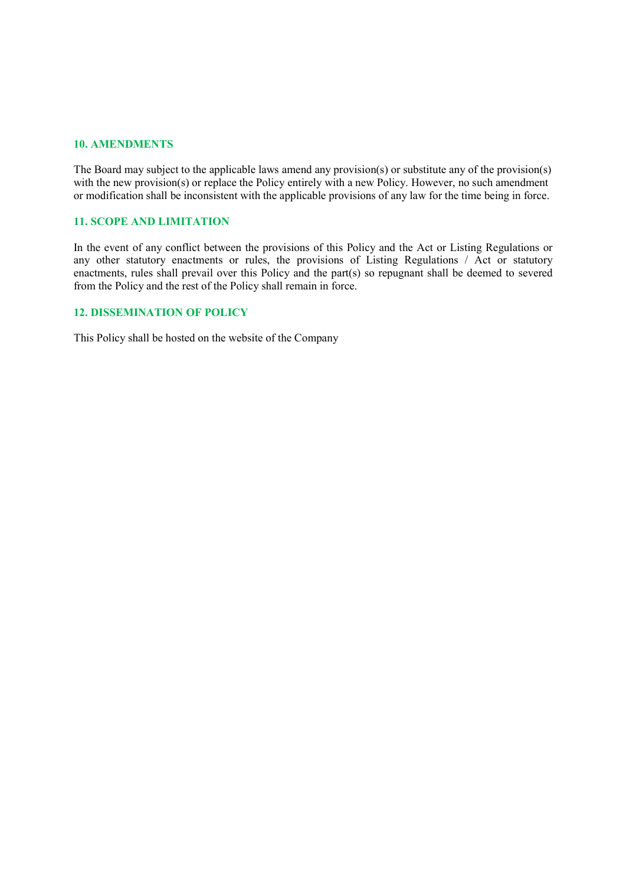### 10. AMENDMENTS

The Board may subject to the applicable laws amend any provision(s) or substitute any of the provision(s) with the new provision(s) or replace the Policy entirely with a new Policy. However, no such amendment or modification shall be inconsistent with the applicable provisions of any law for the time being in force.

### 11. SCOPE AND LIMITATION

In the event of any conflict between the provisions of this Policy and the Act or Listing Regulations or any other statutory enactments or rules, the provisions of Listing Regulations / Act or statutory enactments, rules shall prevail over this Policy and the part(s) so repugnant shall be deemed to severed from the Policy and the rest of the Policy shall remain in force.

### 12. DISSEMINATION OF POLICY

This Policy shall be hosted on the website of the Company